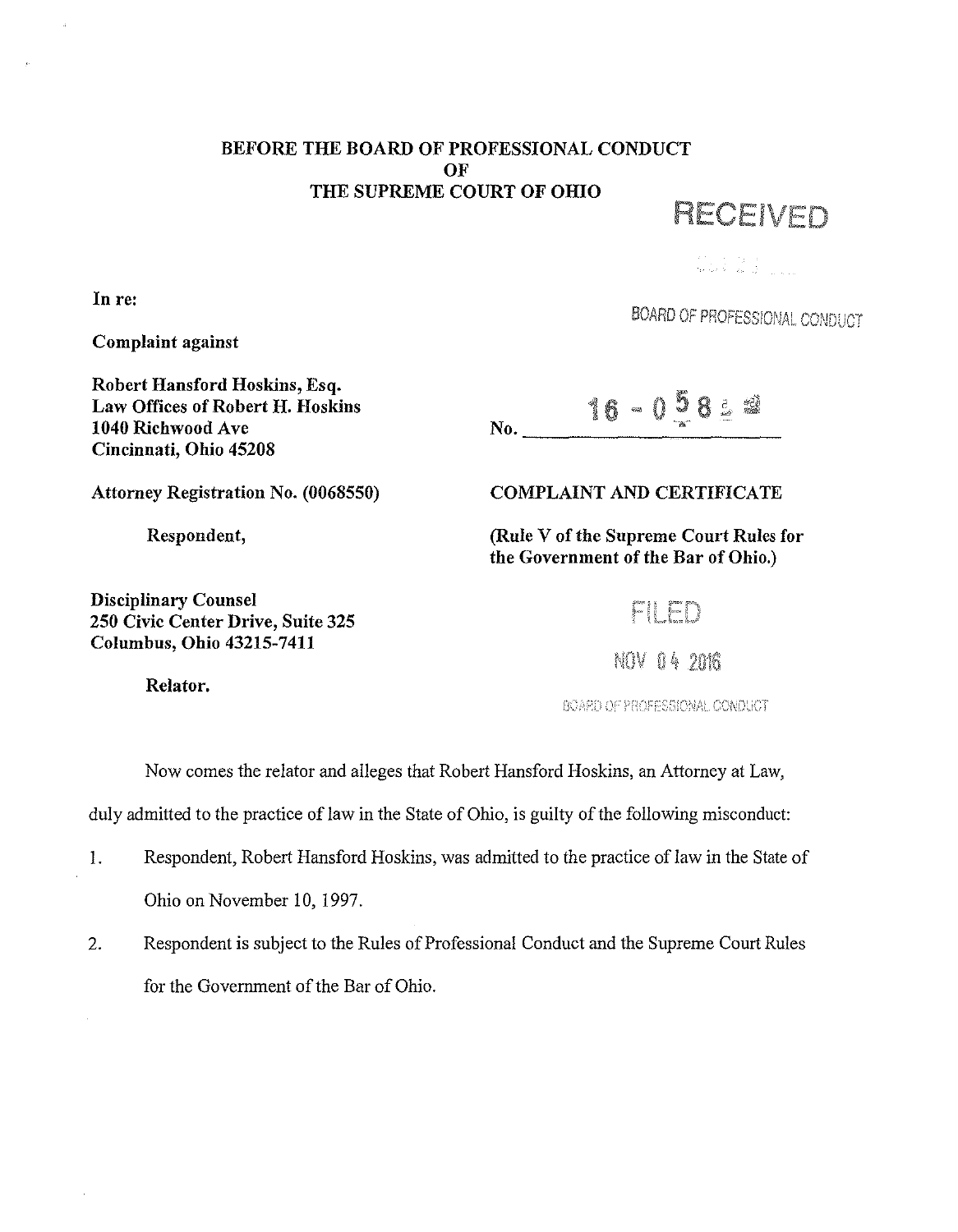**BEFORE THE BOARD OF PROFESSIONAL CONDUCT**
**OF**
**THE SUPREME COURT OF OHIO**

RECEIVED

BOARD OF PROFESSIONAL CONDUCT

**In re:**

**Complaint against**

**Robert Hansford Hoskins, Esq.**
**Law Offices of Robert H. Hoskins**
**1040 Richwood Ave**
**Cincinnati, Ohio 45208**

**No.** 16 - 058

**Attorney Registration No. (0068550)**

**Respondent,**

**COMPLAINT AND CERTIFICATE**

**(Rule V of the Supreme Court Rules for the Government of the Bar of Ohio.)**

**Disciplinary Counsel**
**250 Civic Center Drive, Suite 325**
**Columbus, Ohio 43215-7411**

**Relator.**

FILED

NOV 04 2016

BOARD OF PROFESSIONAL CONDUCT

Now comes the relator and alleges that Robert Hansford Hoskins, an Attorney at Law, duly admitted to the practice of law in the State of Ohio, is guilty of the following misconduct:

1. Respondent, Robert Hansford Hoskins, was admitted to the practice of law in the State of Ohio on November 10, 1997.

2. Respondent is subject to the Rules of Professional Conduct and the Supreme Court Rules for the Government of the Bar of Ohio.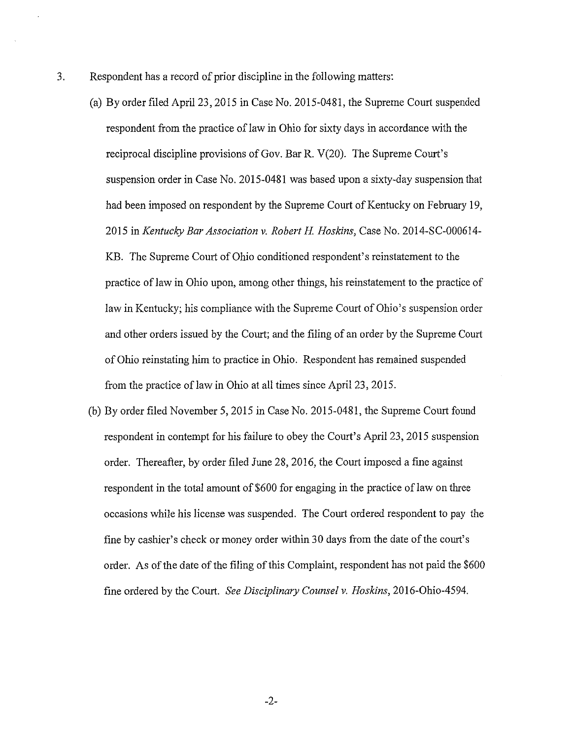3. Respondent has a record of prior discipline in the following matters:

   (a) By order filed April 23, 2015 in Case No. 2015-0481, the Supreme Court suspended respondent from the practice of law in Ohio for sixty days in accordance with the reciprocal discipline provisions of Gov. Bar R. V(20). The Supreme Court's suspension order in Case No. 2015-0481 was based upon a sixty-day suspension that had been imposed on respondent by the Supreme Court of Kentucky on February 19, 2015 in *Kentucky Bar Association v. Robert H. Hoskins*, Case No. 2014-SC-000614-KB. The Supreme Court of Ohio conditioned respondent's reinstatement to the practice of law in Ohio upon, among other things, his reinstatement to the practice of law in Kentucky; his compliance with the Supreme Court of Ohio's suspension order and other orders issued by the Court; and the filing of an order by the Supreme Court of Ohio reinstating him to practice in Ohio. Respondent has remained suspended from the practice of law in Ohio at all times since April 23, 2015.

   (b) By order filed November 5, 2015 in Case No. 2015-0481, the Supreme Court found respondent in contempt for his failure to obey the Court's April 23, 2015 suspension order. Thereafter, by order filed June 28, 2016, the Court imposed a fine against respondent in the total amount of $600 for engaging in the practice of law on three occasions while his license was suspended. The Court ordered respondent to pay the fine by cashier's check or money order within 30 days from the date of the court's order. As of the date of the filing of this Complaint, respondent has not paid the $600 fine ordered by the Court. *See Disciplinary Counsel v. Hoskins*, 2016-Ohio-4594.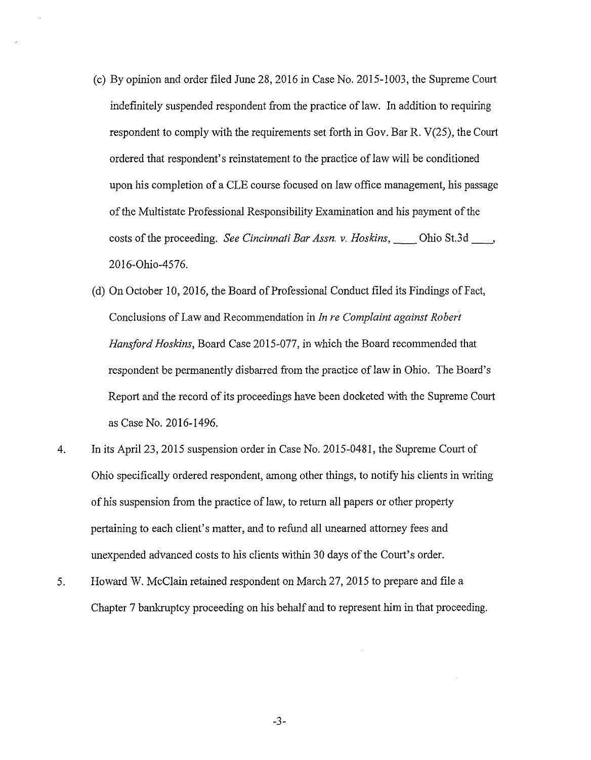(c) By opinion and order filed June 28, 2016 in Case No. 2015-1003, the Supreme Court indefinitely suspended respondent from the practice of law. In addition to requiring respondent to comply with the requirements set forth in Gov. Bar R. V(25), the Court ordered that respondent's reinstatement to the practice of law will be conditioned upon his completion of a CLE course focused on law office management, his passage of the Multistate Professional Responsibility Examination and his payment of the costs of the proceeding. *See Cincinnati Bar Assn. v. Hoskins*, \_\_\_\_ Ohio St.3d \_\_\_\_, 2016-Ohio-4576.

(d) On October 10, 2016, the Board of Professional Conduct filed its Findings of Fact, Conclusions of Law and Recommendation in *In re Complaint against Robert Hansford Hoskins*, Board Case 2015-077, in which the Board recommended that respondent be permanently disbarred from the practice of law in Ohio. The Board's Report and the record of its proceedings have been docketed with the Supreme Court as Case No. 2016-1496.

4. In its April 23, 2015 suspension order in Case No. 2015-0481, the Supreme Court of Ohio specifically ordered respondent, among other things, to notify his clients in writing of his suspension from the practice of law, to return all papers or other property pertaining to each client's matter, and to refund all unearned attorney fees and unexpended advanced costs to his clients within 30 days of the Court's order.

5. Howard W. McClain retained respondent on March 27, 2015 to prepare and file a Chapter 7 bankruptcy proceeding on his behalf and to represent him in that proceeding.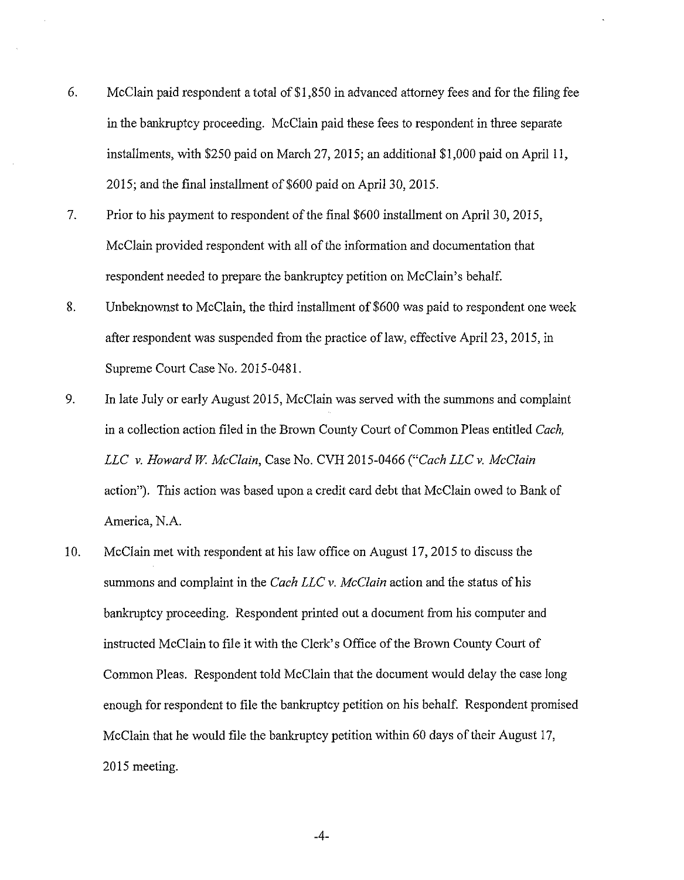6. McClain paid respondent a total of $1,850 in advanced attorney fees and for the filing fee in the bankruptcy proceeding. McClain paid these fees to respondent in three separate installments, with $250 paid on March 27, 2015; an additional $1,000 paid on April 11, 2015; and the final installment of $600 paid on April 30, 2015.

7. Prior to his payment to respondent of the final $600 installment on April 30, 2015, McClain provided respondent with all of the information and documentation that respondent needed to prepare the bankruptcy petition on McClain's behalf.

8. Unbeknownst to McClain, the third installment of $600 was paid to respondent one week after respondent was suspended from the practice of law, effective April 23, 2015, in Supreme Court Case No. 2015-0481.

9. In late July or early August 2015, McClain was served with the summons and complaint in a collection action filed in the Brown County Court of Common Pleas entitled *Cach, LLC v. Howard W. McClain*, Case No. CVH 2015-0466 ("*Cach LLC v. McClain* action"). This action was based upon a credit card debt that McClain owed to Bank of America, N.A.

10. McClain met with respondent at his law office on August 17, 2015 to discuss the summons and complaint in the *Cach LLC v. McClain* action and the status of his bankruptcy proceeding. Respondent printed out a document from his computer and instructed McClain to file it with the Clerk's Office of the Brown County Court of Common Pleas. Respondent told McClain that the document would delay the case long enough for respondent to file the bankruptcy petition on his behalf. Respondent promised McClain that he would file the bankruptcy petition within 60 days of their August 17, 2015 meeting.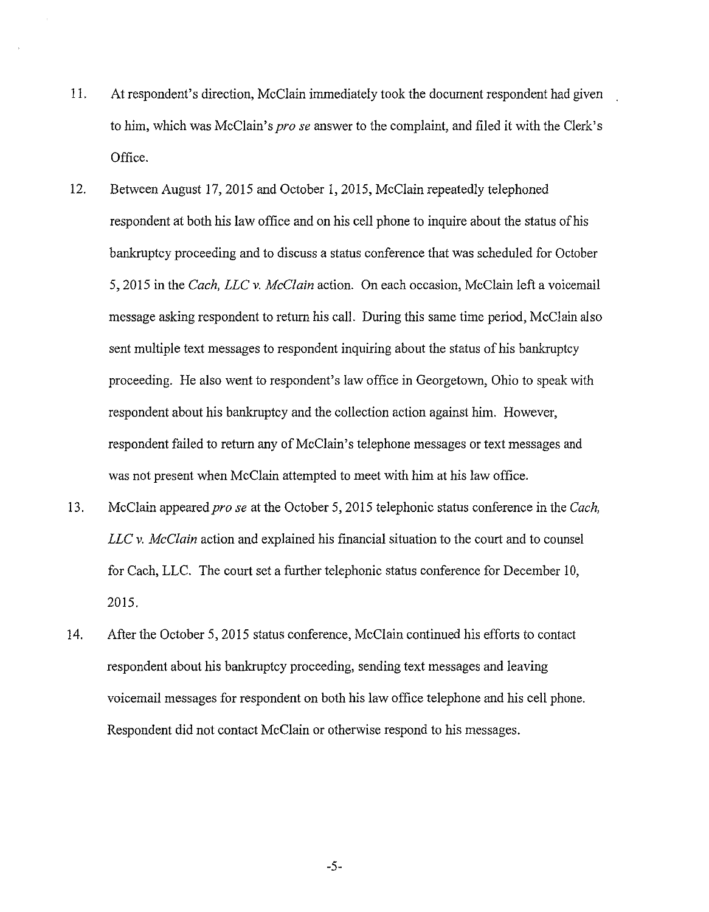11. At respondent's direction, McClain immediately took the document respondent had given to him, which was McClain's *pro se* answer to the complaint, and filed it with the Clerk's Office.

12. Between August 17, 2015 and October 1, 2015, McClain repeatedly telephoned respondent at both his law office and on his cell phone to inquire about the status of his bankruptcy proceeding and to discuss a status conference that was scheduled for October 5, 2015 in the *Cach, LLC v. McClain* action. On each occasion, McClain left a voicemail message asking respondent to return his call. During this same time period, McClain also sent multiple text messages to respondent inquiring about the status of his bankruptcy proceeding. He also went to respondent's law office in Georgetown, Ohio to speak with respondent about his bankruptcy and the collection action against him. However, respondent failed to return any of McClain's telephone messages or text messages and was not present when McClain attempted to meet with him at his law office.

13. McClain appeared *pro se* at the October 5, 2015 telephonic status conference in the *Cach, LLC v. McClain* action and explained his financial situation to the court and to counsel for Cach, LLC. The court set a further telephonic status conference for December 10, 2015.

14. After the October 5, 2015 status conference, McClain continued his efforts to contact respondent about his bankruptcy proceeding, sending text messages and leaving voicemail messages for respondent on both his law office telephone and his cell phone. Respondent did not contact McClain or otherwise respond to his messages.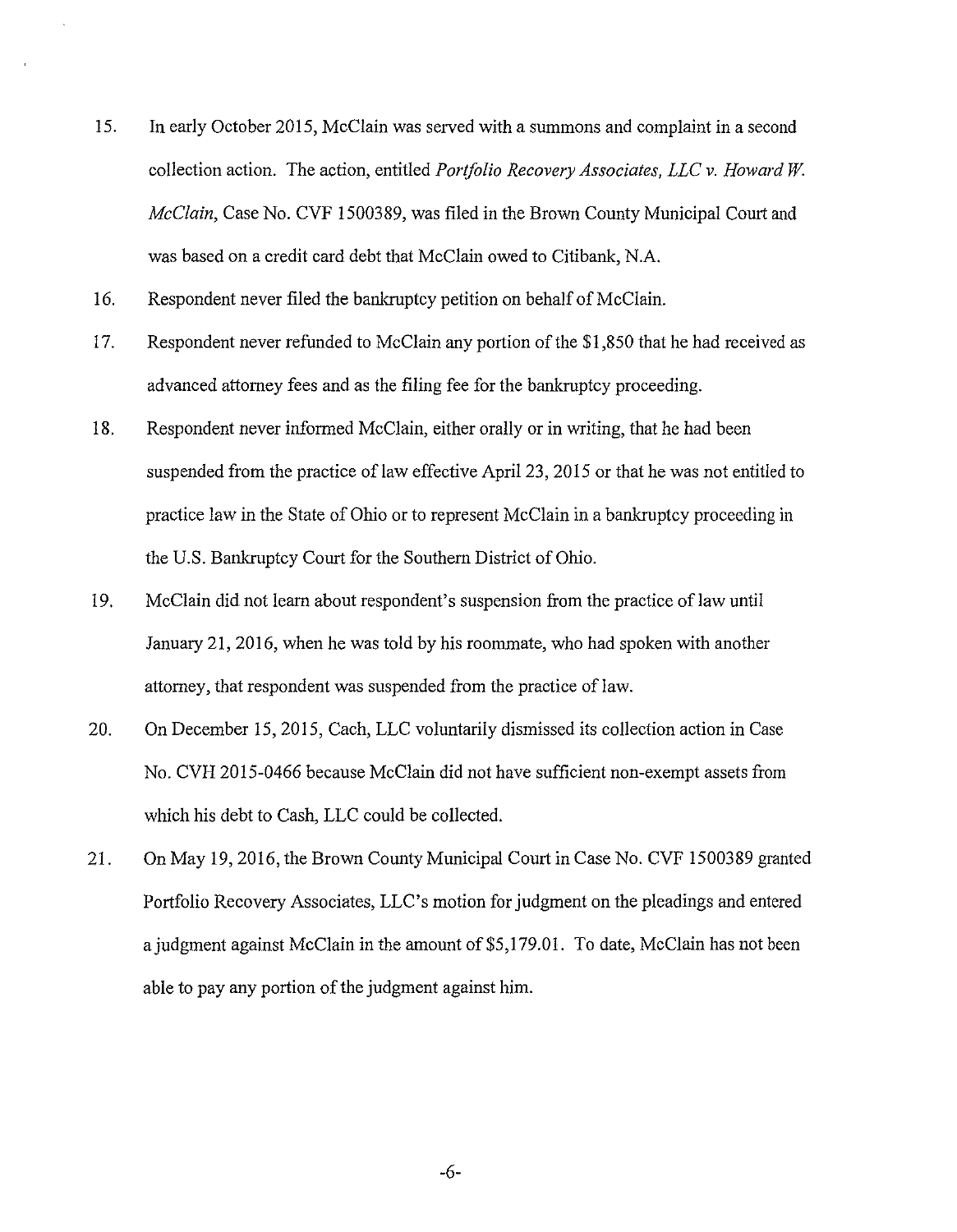15. In early October 2015, McClain was served with a summons and complaint in a second collection action. The action, entitled *Portfolio Recovery Associates, LLC v. Howard W. McClain*, Case No. CVF 1500389, was filed in the Brown County Municipal Court and was based on a credit card debt that McClain owed to Citibank, N.A.

16. Respondent never filed the bankruptcy petition on behalf of McClain.

17. Respondent never refunded to McClain any portion of the $1,850 that he had received as advanced attorney fees and as the filing fee for the bankruptcy proceeding.

18. Respondent never informed McClain, either orally or in writing, that he had been suspended from the practice of law effective April 23, 2015 or that he was not entitled to practice law in the State of Ohio or to represent McClain in a bankruptcy proceeding in the U.S. Bankruptcy Court for the Southern District of Ohio.

19. McClain did not learn about respondent's suspension from the practice of law until January 21, 2016, when he was told by his roommate, who had spoken with another attorney, that respondent was suspended from the practice of law.

20. On December 15, 2015, Cach, LLC voluntarily dismissed its collection action in Case No. CVH 2015-0466 because McClain did not have sufficient non-exempt assets from which his debt to Cash, LLC could be collected.

21. On May 19, 2016, the Brown County Municipal Court in Case No. CVF 1500389 granted Portfolio Recovery Associates, LLC's motion for judgment on the pleadings and entered a judgment against McClain in the amount of $5,179.01. To date, McClain has not been able to pay any portion of the judgment against him.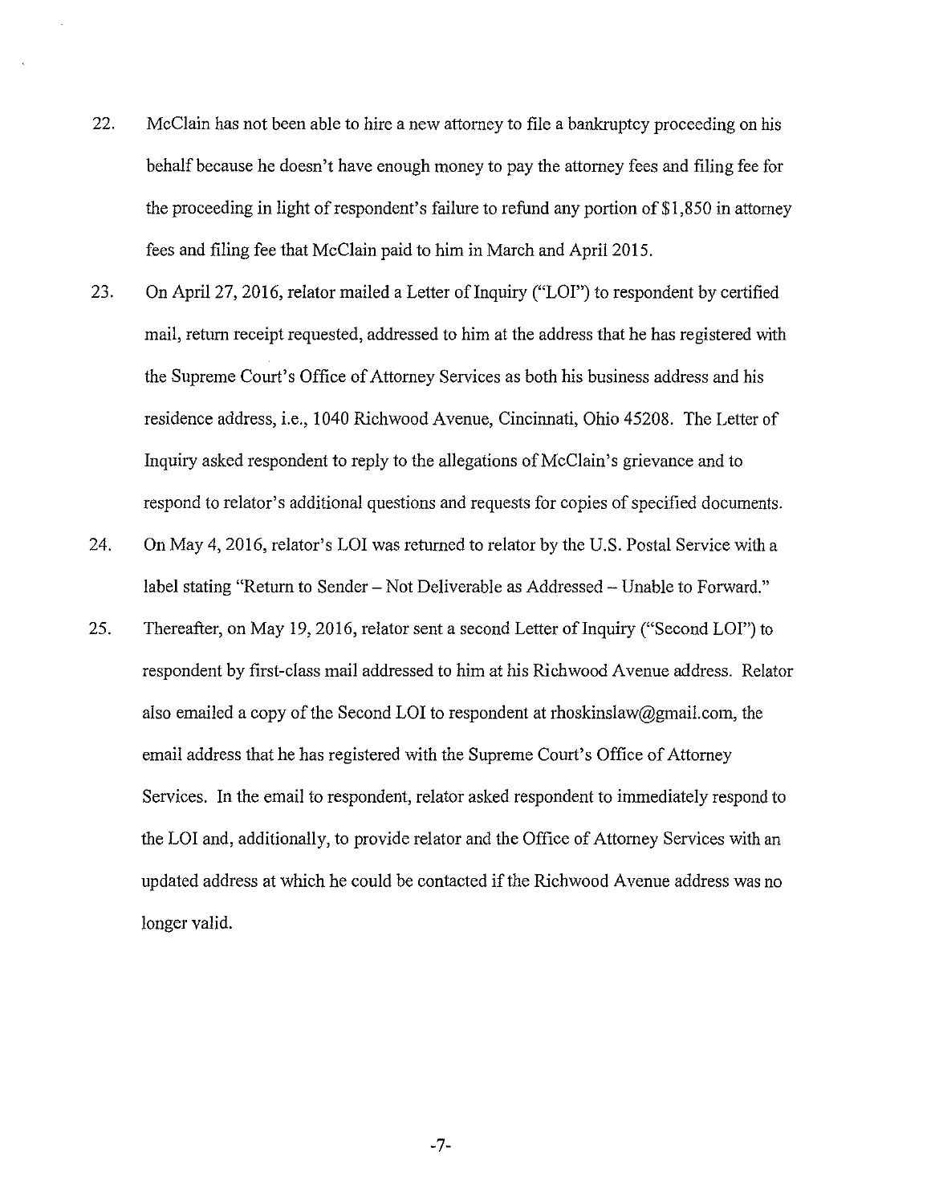22. McClain has not been able to hire a new attorney to file a bankruptcy proceeding on his behalf because he doesn't have enough money to pay the attorney fees and filing fee for the proceeding in light of respondent's failure to refund any portion of $1,850 in attorney fees and filing fee that McClain paid to him in March and April 2015.

23. On April 27, 2016, relator mailed a Letter of Inquiry ("LOI") to respondent by certified mail, return receipt requested, addressed to him at the address that he has registered with the Supreme Court's Office of Attorney Services as both his business address and his residence address, i.e., 1040 Richwood Avenue, Cincinnati, Ohio 45208. The Letter of Inquiry asked respondent to reply to the allegations of McClain's grievance and to respond to relator's additional questions and requests for copies of specified documents.

24. On May 4, 2016, relator's LOI was returned to relator by the U.S. Postal Service with a label stating "Return to Sender – Not Deliverable as Addressed – Unable to Forward."

25. Thereafter, on May 19, 2016, relator sent a second Letter of Inquiry ("Second LOI") to respondent by first-class mail addressed to him at his Richwood Avenue address. Relator also emailed a copy of the Second LOI to respondent at rhoskinslaw@gmail.com, the email address that he has registered with the Supreme Court's Office of Attorney Services. In the email to respondent, relator asked respondent to immediately respond to the LOI and, additionally, to provide relator and the Office of Attorney Services with an updated address at which he could be contacted if the Richwood Avenue address was no longer valid.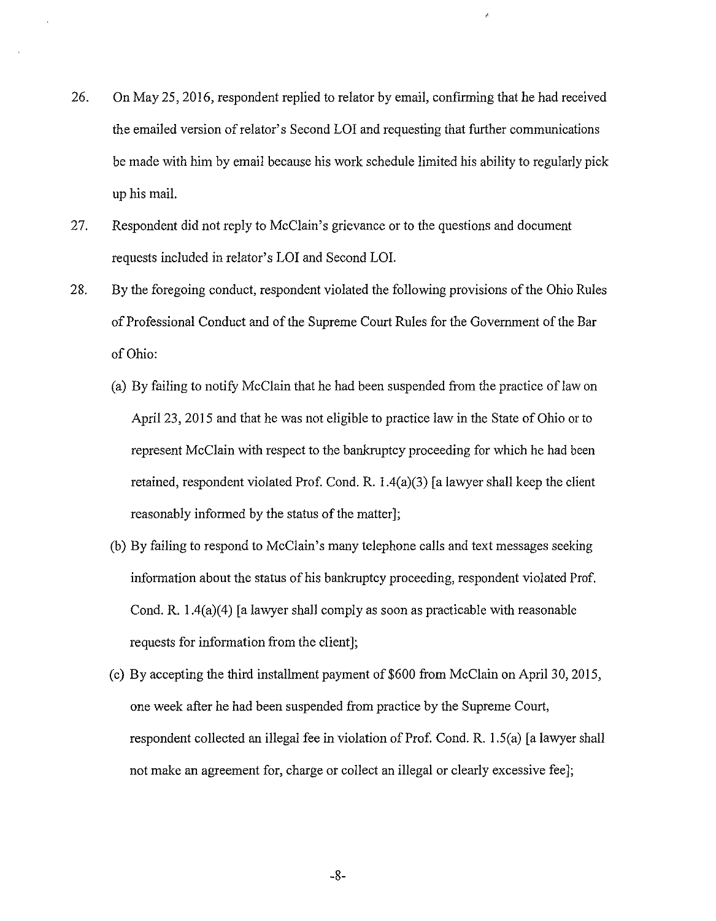26. On May 25, 2016, respondent replied to relator by email, confirming that he had received the emailed version of relator's Second LOI and requesting that further communications be made with him by email because his work schedule limited his ability to regularly pick up his mail.

27. Respondent did not reply to McClain's grievance or to the questions and document requests included in relator's LOI and Second LOI.

28. By the foregoing conduct, respondent violated the following provisions of the Ohio Rules of Professional Conduct and of the Supreme Court Rules for the Government of the Bar of Ohio:

    (a) By failing to notify McClain that he had been suspended from the practice of law on April 23, 2015 and that he was not eligible to practice law in the State of Ohio or to represent McClain with respect to the bankruptcy proceeding for which he had been retained, respondent violated Prof. Cond. R. 1.4(a)(3) [a lawyer shall keep the client reasonably informed by the status of the matter];

    (b) By failing to respond to McClain's many telephone calls and text messages seeking information about the status of his bankruptcy proceeding, respondent violated Prof. Cond. R. 1.4(a)(4) [a lawyer shall comply as soon as practicable with reasonable requests for information from the client];

    (c) By accepting the third installment payment of $600 from McClain on April 30, 2015, one week after he had been suspended from practice by the Supreme Court, respondent collected an illegal fee in violation of Prof. Cond. R. 1.5(a) [a lawyer shall not make an agreement for, charge or collect an illegal or clearly excessive fee];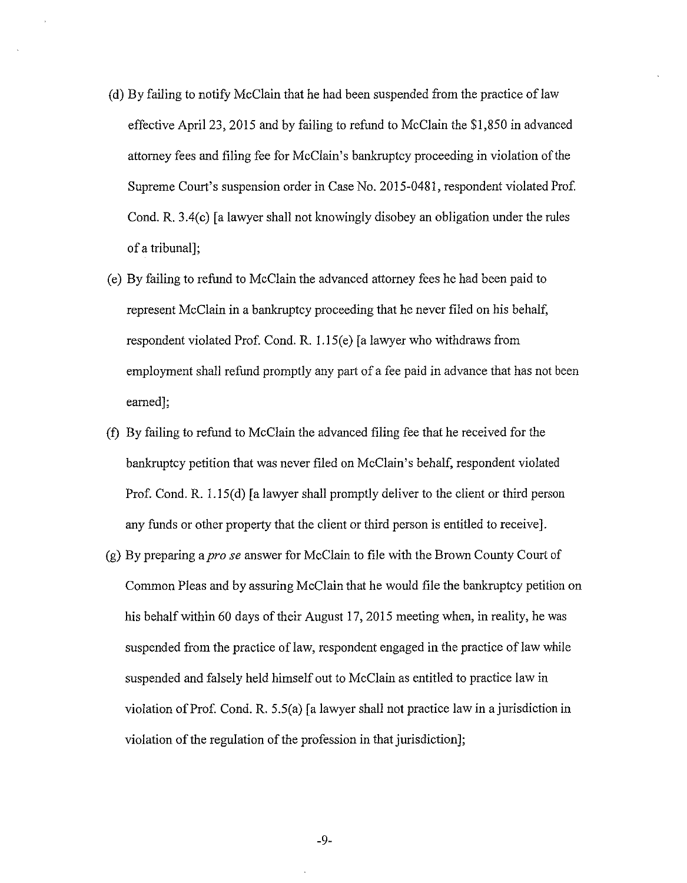(d) By failing to notify McClain that he had been suspended from the practice of law effective April 23, 2015 and by failing to refund to McClain the $1,850 in advanced attorney fees and filing fee for McClain's bankruptcy proceeding in violation of the Supreme Court's suspension order in Case No. 2015-0481, respondent violated Prof. Cond. R. 3.4(c) [a lawyer shall not knowingly disobey an obligation under the rules of a tribunal];

(e) By failing to refund to McClain the advanced attorney fees he had been paid to represent McClain in a bankruptcy proceeding that he never filed on his behalf, respondent violated Prof. Cond. R. 1.15(e) [a lawyer who withdraws from employment shall refund promptly any part of a fee paid in advance that has not been earned];

(f) By failing to refund to McClain the advanced filing fee that he received for the bankruptcy petition that was never filed on McClain's behalf, respondent violated Prof. Cond. R. 1.15(d) [a lawyer shall promptly deliver to the client or third person any funds or other property that the client or third person is entitled to receive].

(g) By preparing a *pro se* answer for McClain to file with the Brown County Court of Common Pleas and by assuring McClain that he would file the bankruptcy petition on his behalf within 60 days of their August 17, 2015 meeting when, in reality, he was suspended from the practice of law, respondent engaged in the practice of law while suspended and falsely held himself out to McClain as entitled to practice law in violation of Prof. Cond. R. 5.5(a) [a lawyer shall not practice law in a jurisdiction in violation of the regulation of the profession in that jurisdiction];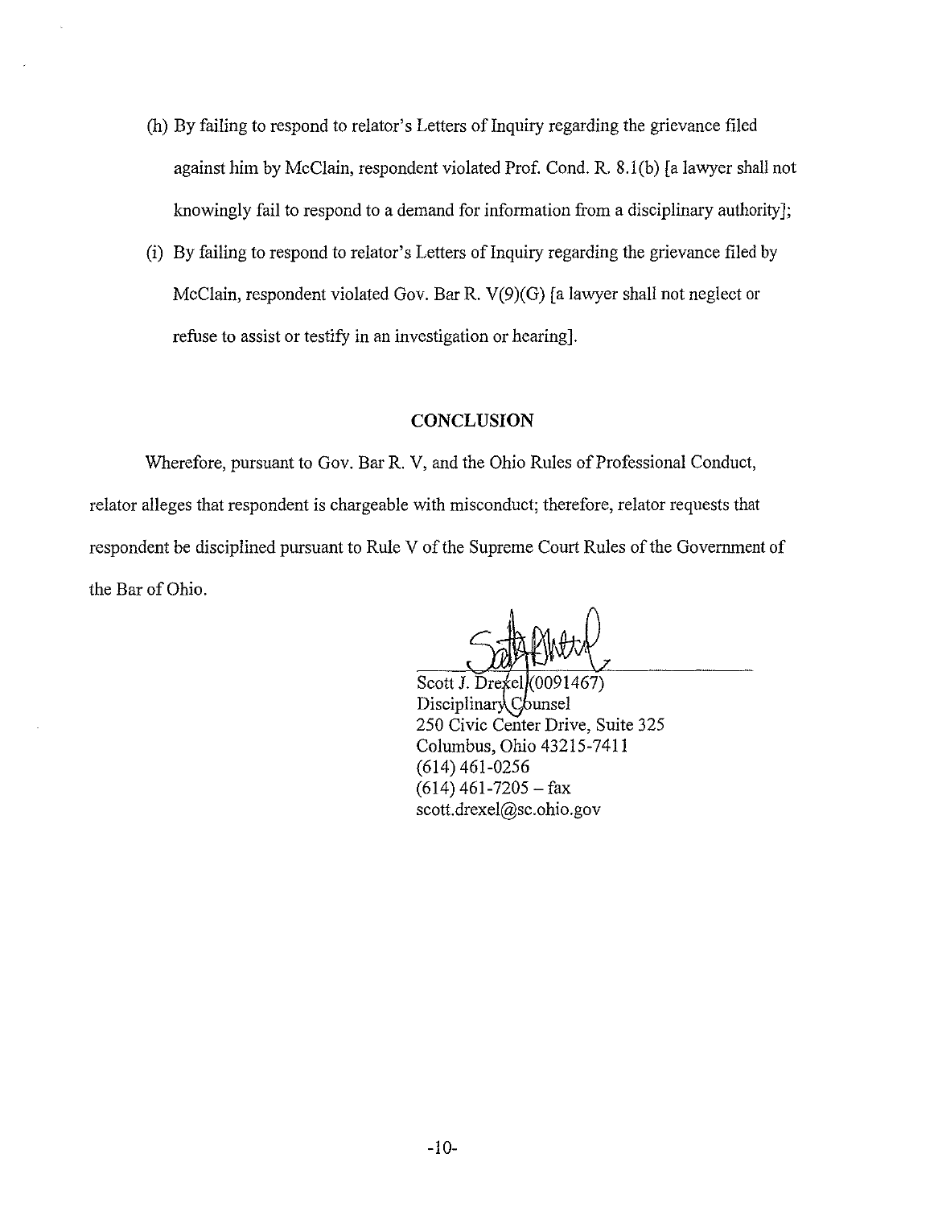(h) By failing to respond to relator's Letters of Inquiry regarding the grievance filed against him by McClain, respondent violated Prof. Cond. R. 8.1(b) [a lawyer shall not knowingly fail to respond to a demand for information from a disciplinary authority];

(i) By failing to respond to relator's Letters of Inquiry regarding the grievance filed by McClain, respondent violated Gov. Bar R. V(9)(G) [a lawyer shall not neglect or refuse to assist or testify in an investigation or hearing].

## CONCLUSION

Wherefore, pursuant to Gov. Bar R. V, and the Ohio Rules of Professional Conduct, relator alleges that respondent is chargeable with misconduct; therefore, relator requests that respondent be disciplined pursuant to Rule V of the Supreme Court Rules of the Government of the Bar of Ohio.

Scott J. Drexel (0091467)  
Disciplinary Counsel  
250 Civic Center Drive, Suite 325  
Columbus, Ohio 43215-7411  
(614) 461-0256  
(614) 461-7205 – fax  
scott.drexel@sc.ohio.gov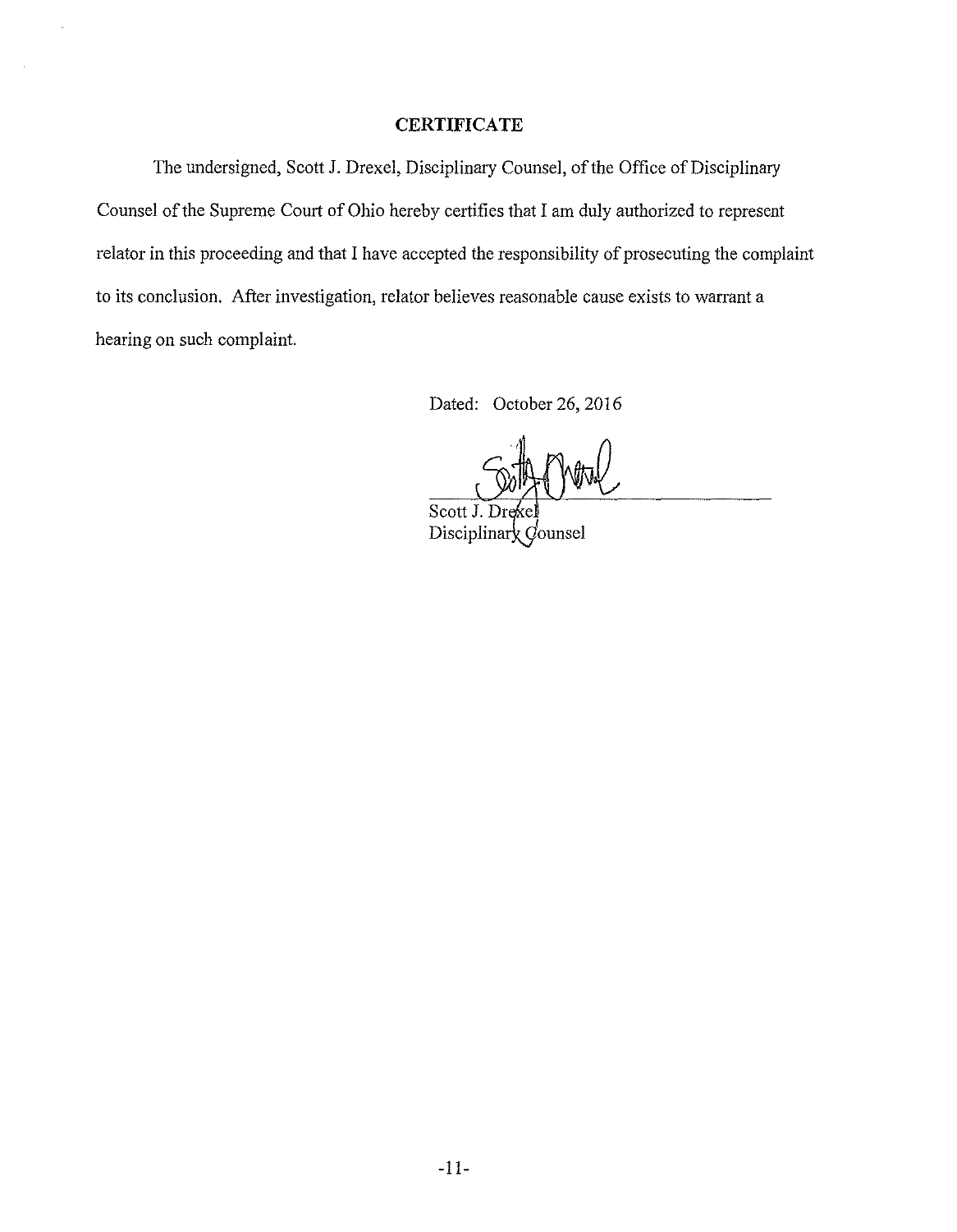## CERTIFICATE

The undersigned, Scott J. Drexel, Disciplinary Counsel, of the Office of Disciplinary Counsel of the Supreme Court of Ohio hereby certifies that I am duly authorized to represent relator in this proceeding and that I have accepted the responsibility of prosecuting the complaint to its conclusion. After investigation, relator believes reasonable cause exists to warrant a hearing on such complaint.

Dated: October 26, 2016

Scott J. Drexel
Disciplinary Counsel